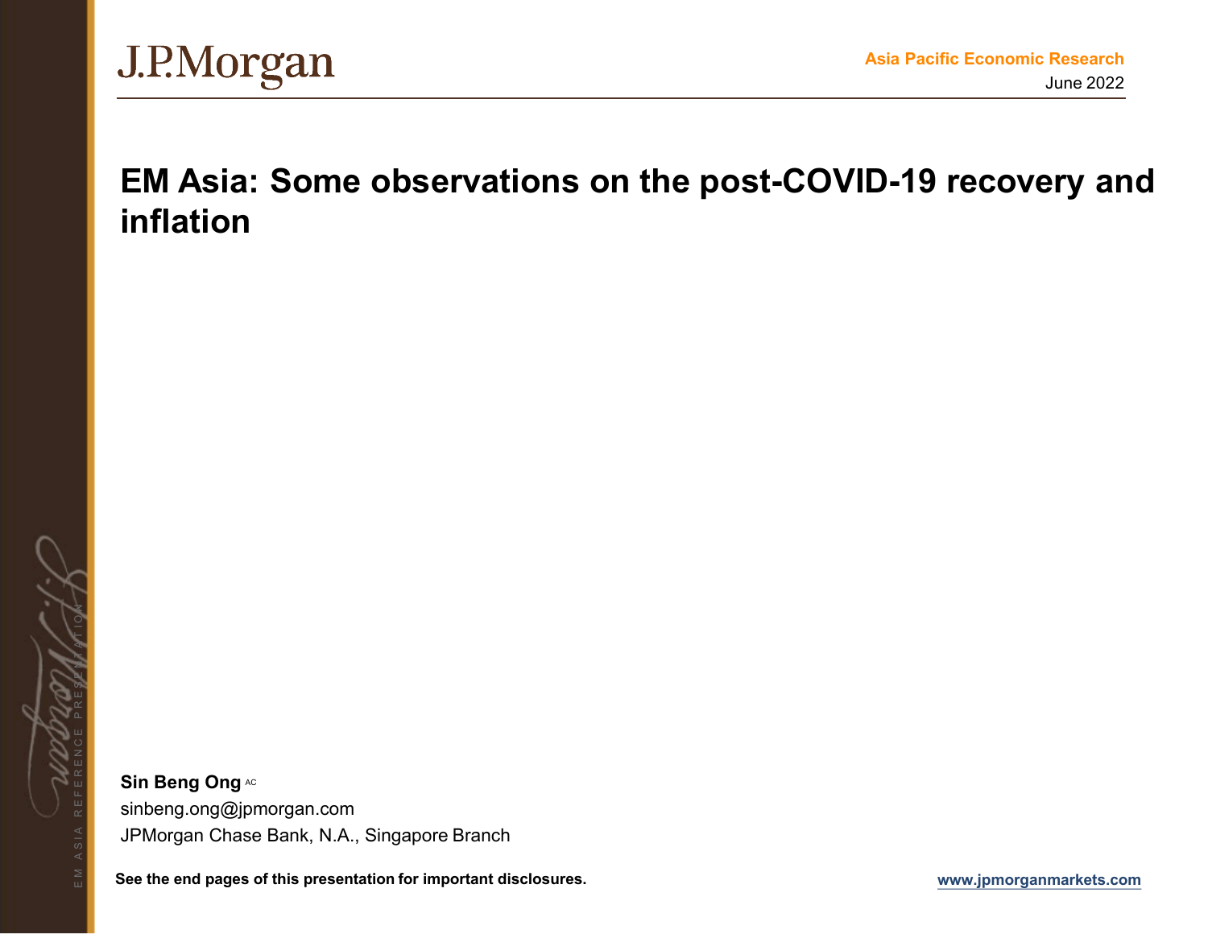J.P.Morgan

**Asia Pacific Economic Research**

June 2022

# EM Asia: Some observations on the post-COVID-19 recovery and inflation

**Sin Beng Ong** AC

sinbeng.ong@jpmorgan.com

JPMorgan Chase Bank, N.A., Singapore Branch

**See the end pages of this presentation for important disclosures.**

www.jpmorganmarkets.com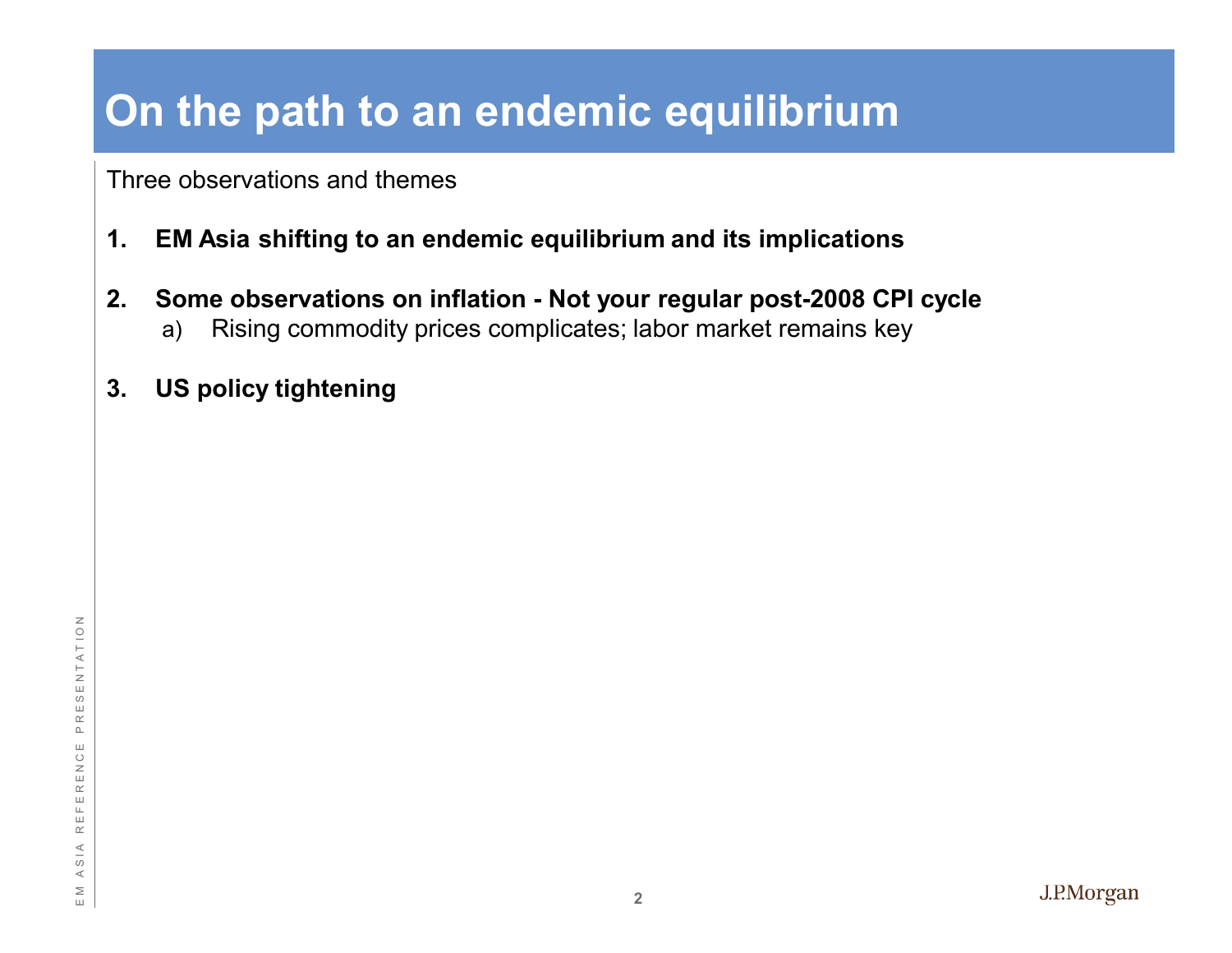# On the path to an endemic equilibrium

Three observations and themes

1. **EM Asia shifting to an endemic equilibrium and its implications**

2. **Some observations on inflation - Not your regular post-2008 CPI cycle**
   a) Rising commodity prices complicates; labor market remains key

3. **US policy tightening**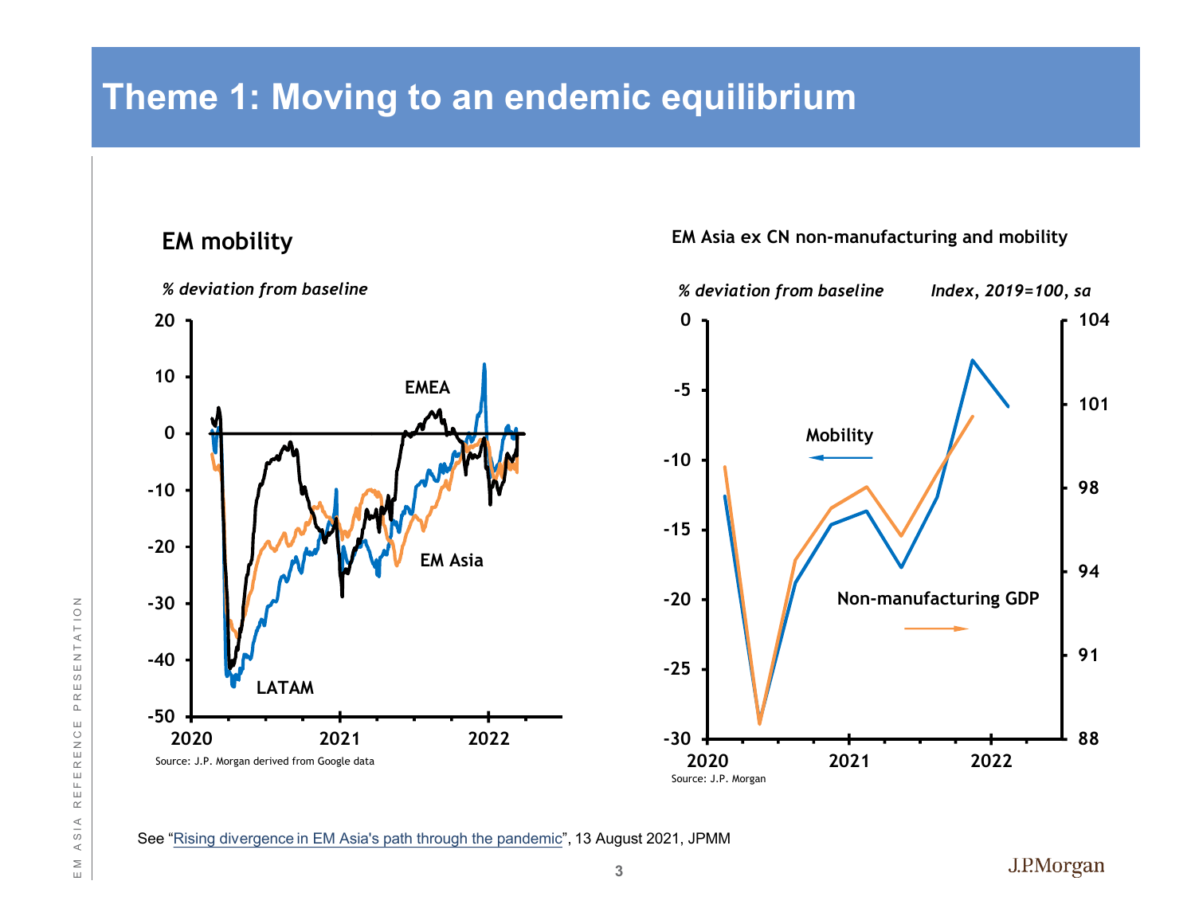# Theme 1: Moving to an endemic equilibrium

**EM mobility**

*% deviation from baseline*

Source: J.P. Morgan derived from Google data

**EM Asia ex CN non-manufacturing and mobility**

*% deviation from baseline* *Index, 2019=100, sa*

Source: J.P. Morgan

See "Rising divergence in EM Asia's path through the pandemic", 13 August 2021, JPMM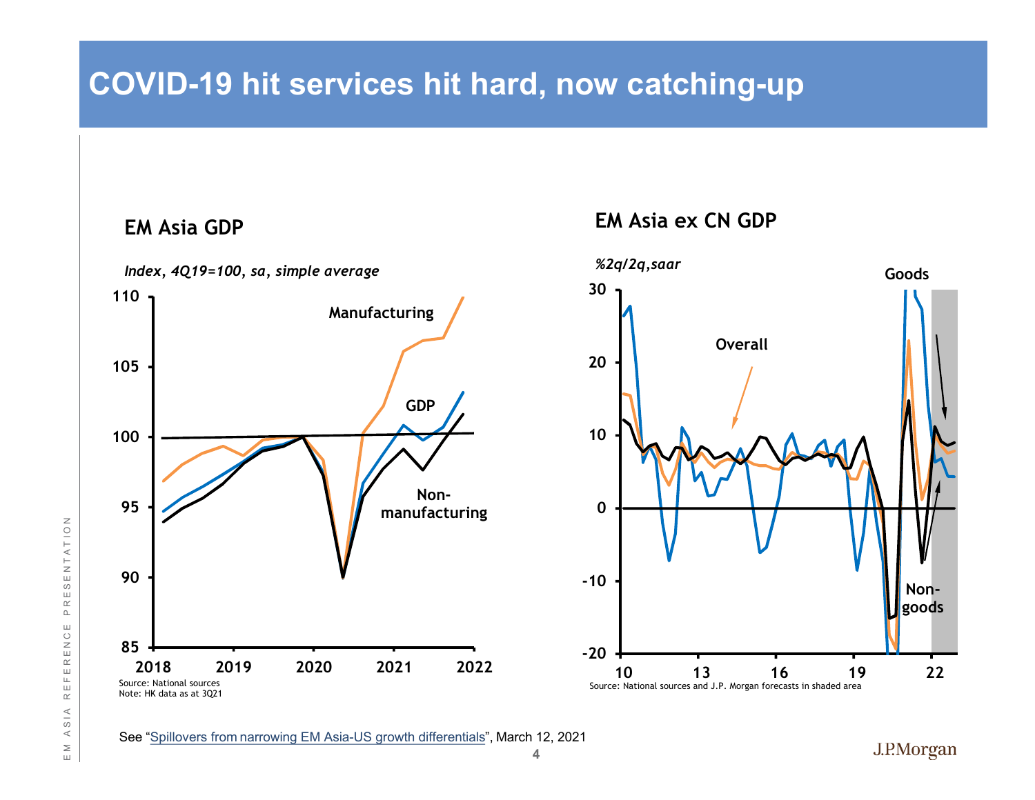# COVID-19 hit services hit hard, now catching-up

## EM Asia GDP

*Index, 4Q19=100, sa, simple average*

Manufacturing

GDP

Non-manufacturing

Source: National sources
Note: HK data as at 3Q21

## EM Asia ex CN GDP

*%2q/2q,saar*

Goods

Overall

Non-goods

Source: National sources and J.P. Morgan forecasts in shaded area

See "Spillovers from narrowing EM Asia-US growth differentials", March 12, 2021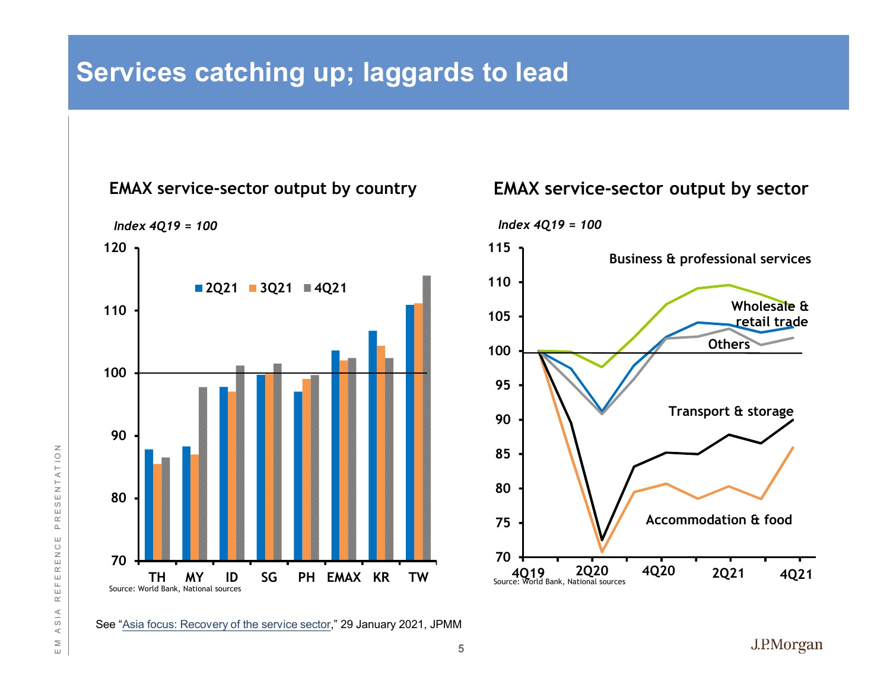# Services catching up; laggards to lead

**EMAX service-sector output by country**

*Index 4Q19 = 100*

Source: World Bank, National sources

**EMAX service-sector output by sector**

*Index 4Q19 = 100*

Source: World Bank, National sources

See "Asia focus: Recovery of the service sector," 29 January 2021, JPMM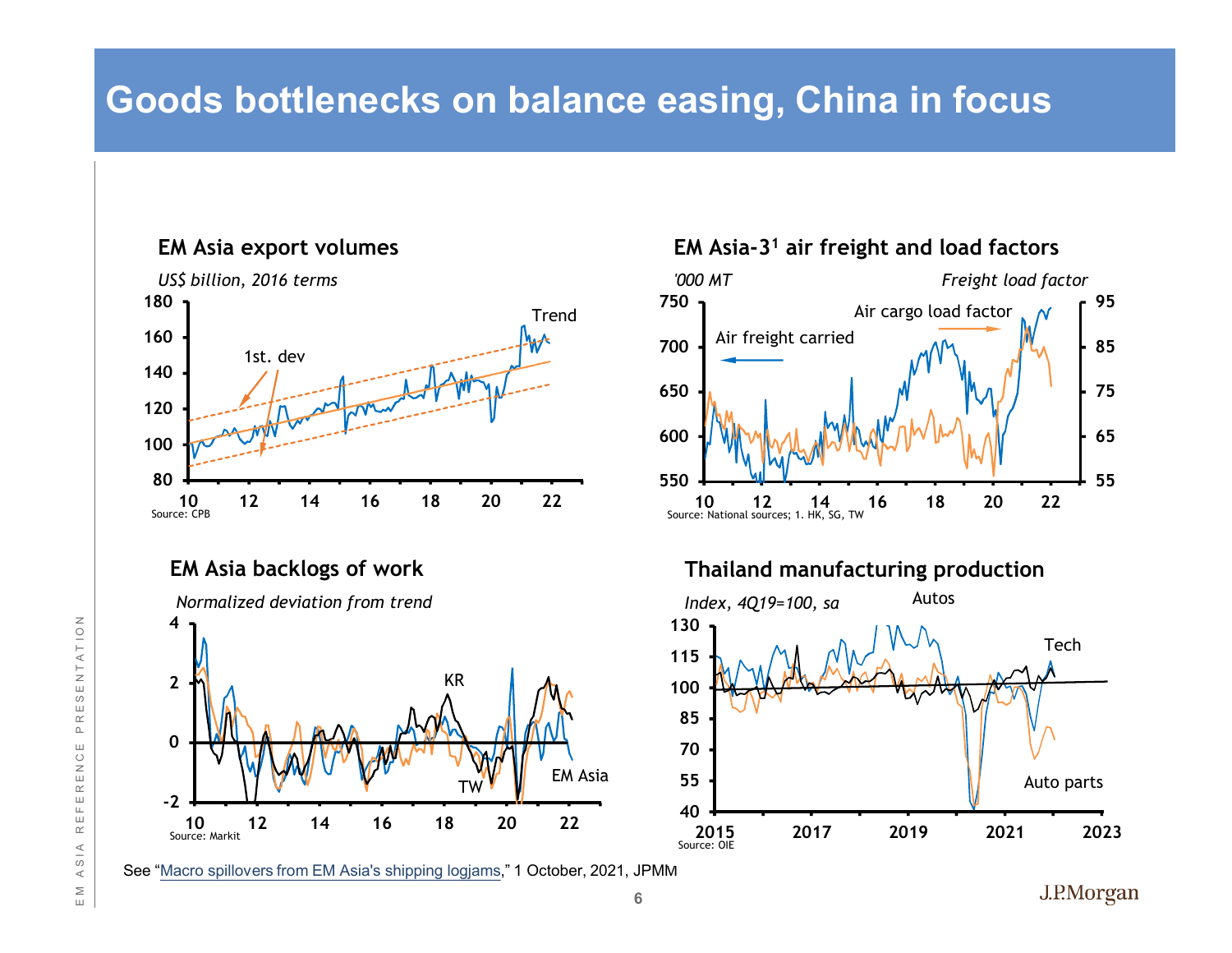# Goods bottlenecks on balance easing, China in focus

**EM Asia export volumes**

*US$ billion, 2016 terms*

Source: CPB

**EM Asia-3[1] air freight and load factors**

*'000 MT* — *Freight load factor*

Source: National sources; 1. HK, SG, TW

**EM Asia backlogs of work**

*Normalized deviation from trend*

Source: Markit

**Thailand manufacturing production**

*Index, 4Q19=100, sa*

Source: OIE

See "Macro spillovers from EM Asia's shipping logjams," 1 October, 2021, JPMM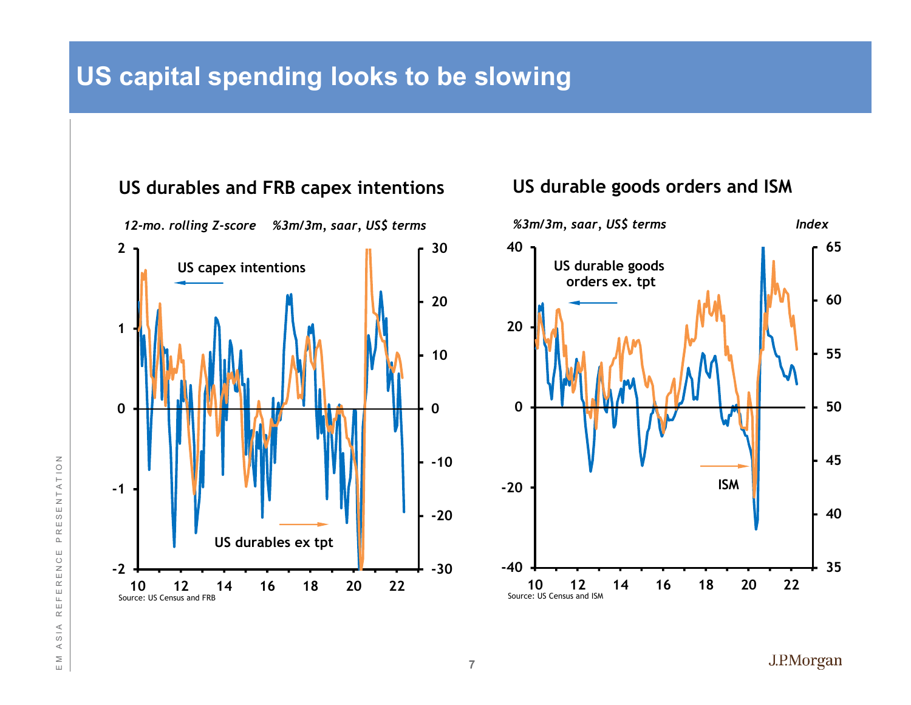# US capital spending looks to be slowing

## US durables and FRB capex intentions

*12-mo. rolling Z-score* *%3m/3m, saar, US$ terms*

US capex intentions

US durables ex tpt

Source: US Census and FRB

## US durable goods orders and ISM

*%3m/3m, saar, US$ terms* *Index*

US durable goods orders ex. tpt

ISM

Source: US Census and ISM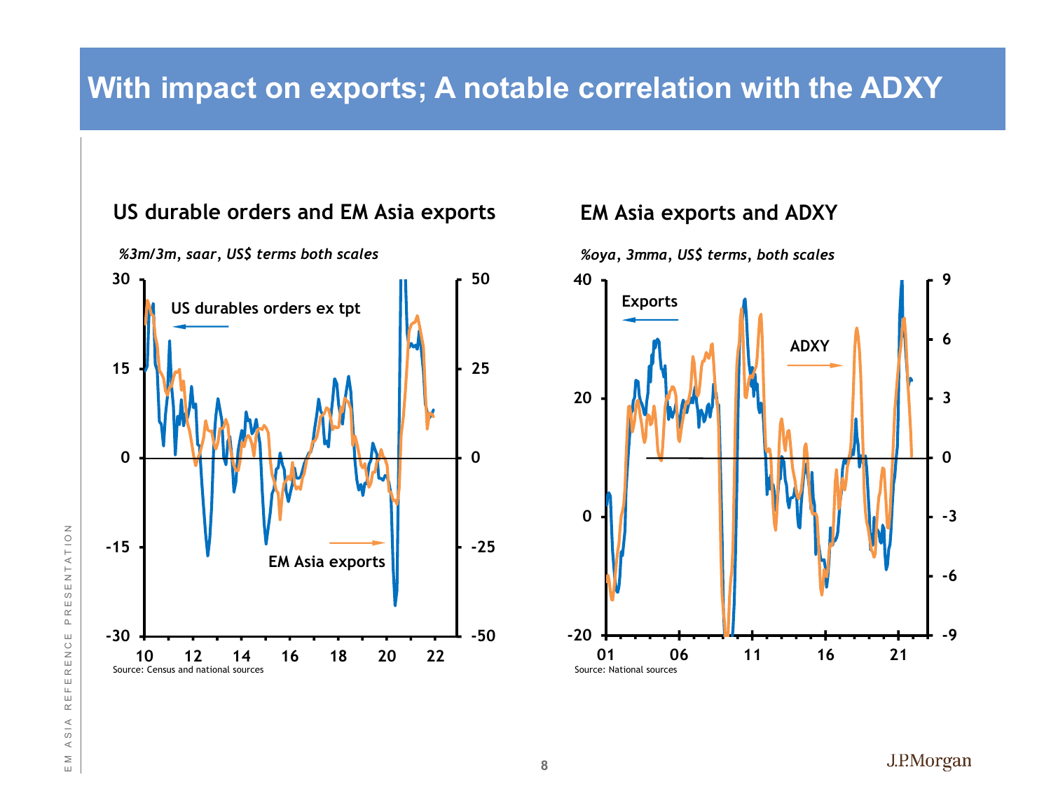# With impact on exports; A notable correlation with the ADXY

### US durable orders and EM Asia exports

*%3m/3m, saar, US$ terms both scales*

US durables orders ex tpt

EM Asia exports

Source: Census and national sources

### EM Asia exports and ADXY

*%oya, 3mma, US$ terms, both scales*

Exports

ADXY

Source: National sources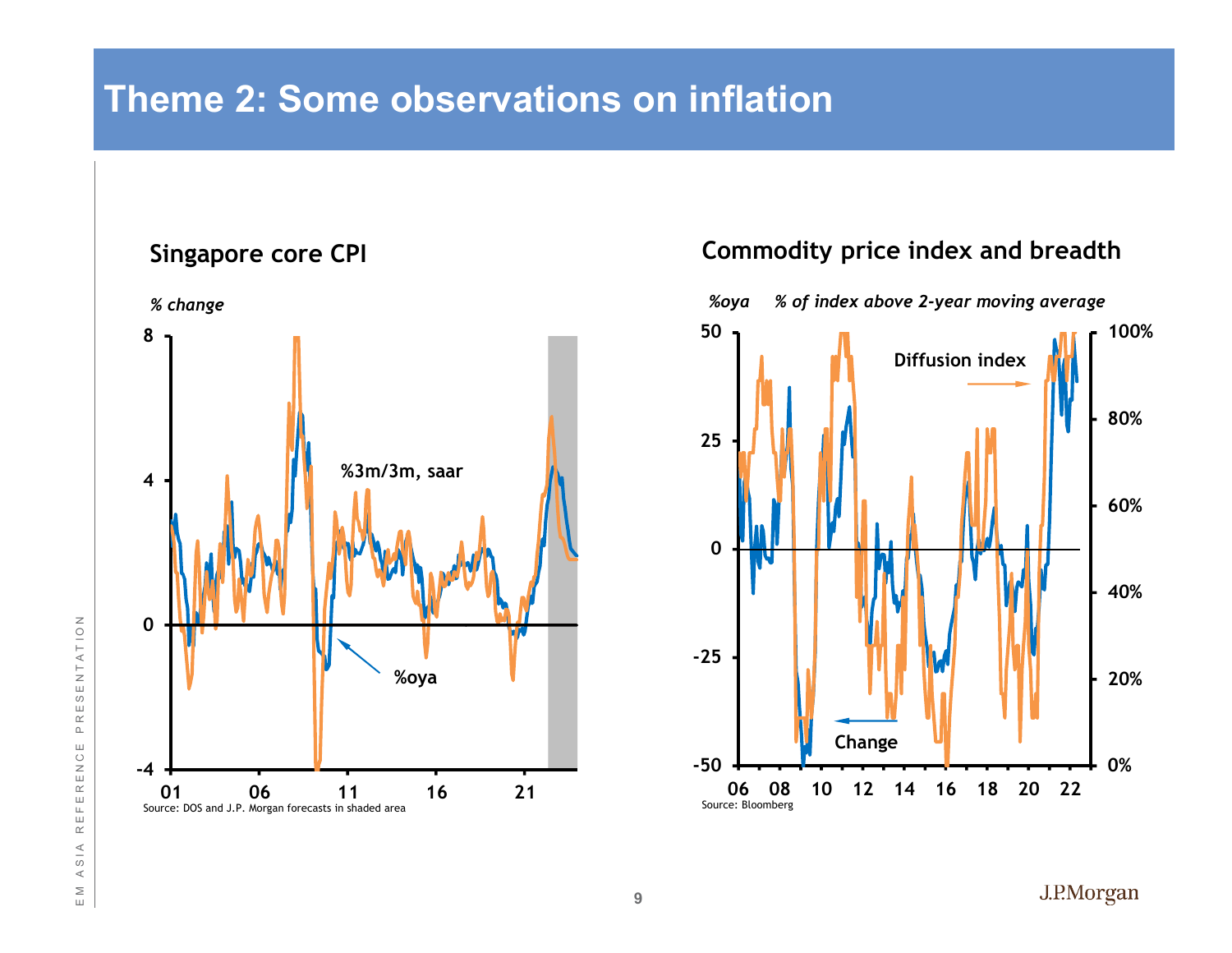# Theme 2: Some observations on inflation

### Singapore core CPI

*% change*

%3m/3m, saar

%oya

Source: DOS and J.P. Morgan forecasts in shaded area

### Commodity price index and breadth

*%oya* *% of index above 2-year moving average*

Diffusion index

Change

Source: Bloomberg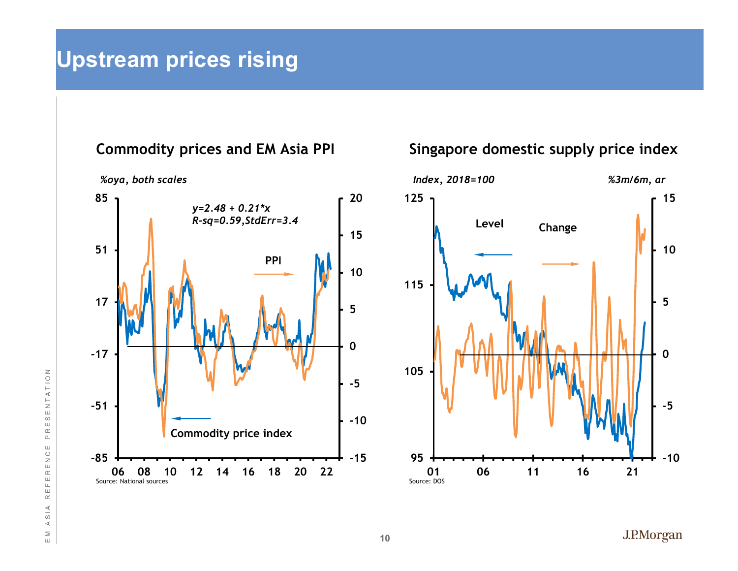# Upstream prices rising

## Commodity prices and EM Asia PPI

*%oya, both scales*

*y=2.48 + 0.21*x*
*R-sq=0.59,StdErr=3.4*

Source: National sources

## Singapore domestic supply price index

*Index, 2018=100* *%3m/6m, ar*

Source: DOS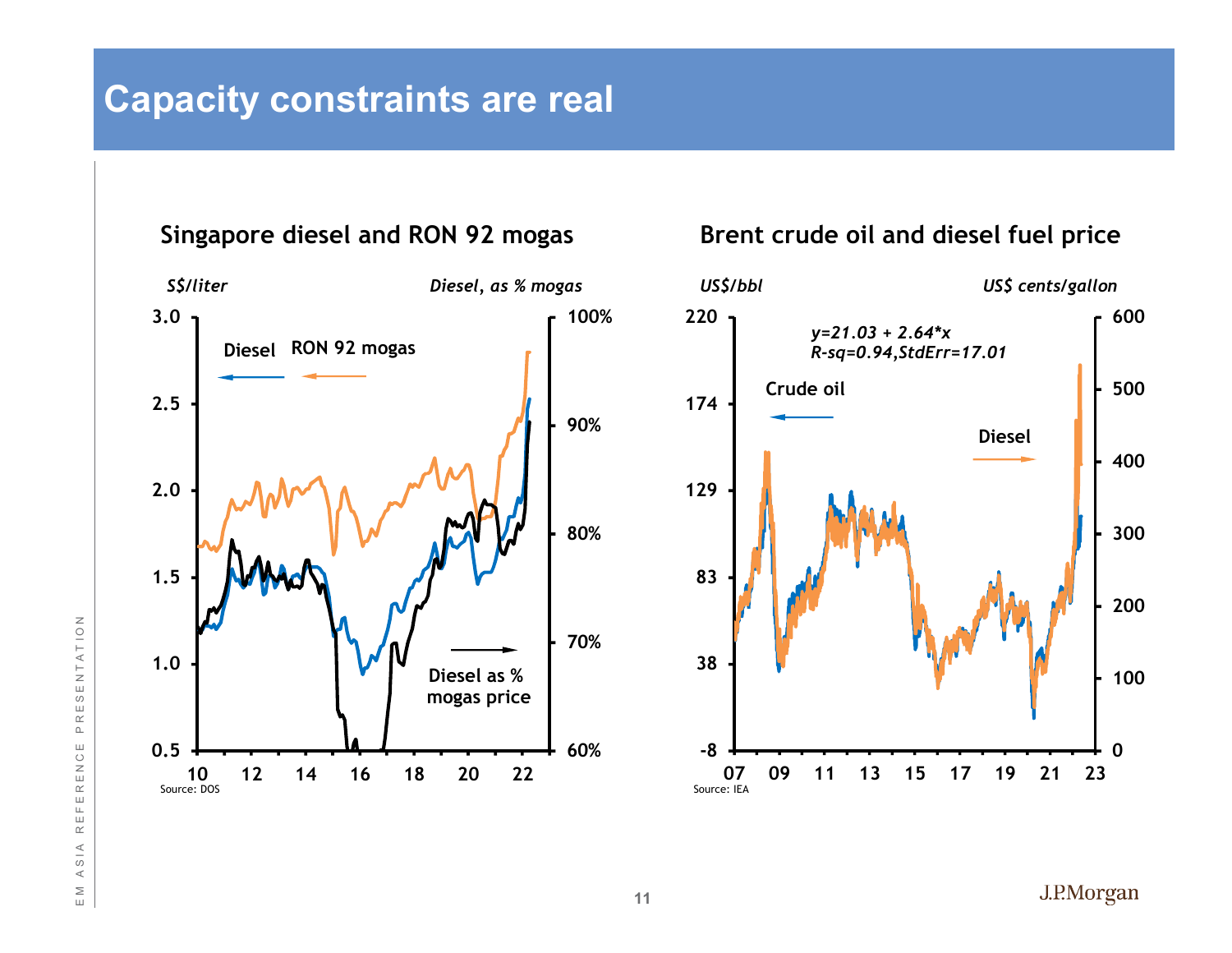# Capacity constraints are real

## Singapore diesel and RON 92 mogas

*S$/liter* — *Diesel, as % mogas*

Diesel ← | RON 92 mogas ← | Diesel as % mogas price →

Source: DOS

## Brent crude oil and diesel fuel price

*US$/bbl* — *US$ cents/gallon*

*y=21.03 + 2.64*x*
*R-sq=0.94,StdErr=17.01*

Crude oil ← | Diesel →

Source: IEA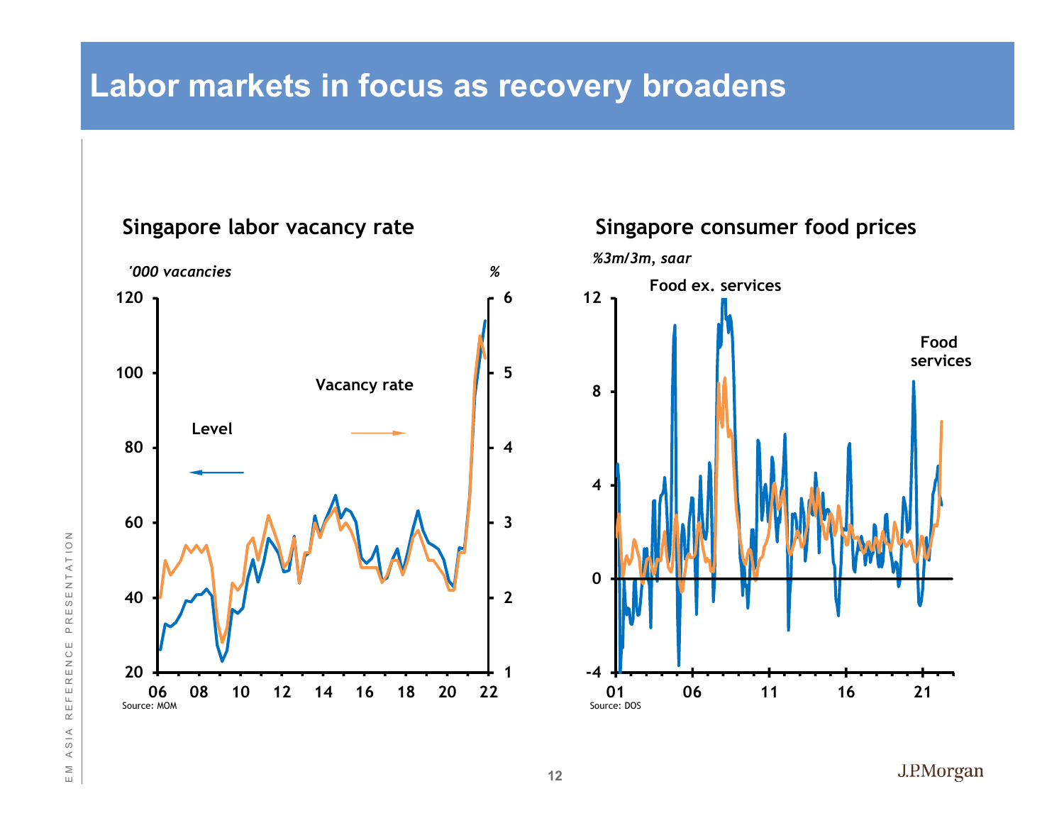# Labor markets in focus as recovery broadens

**Singapore labor vacancy rate**

*'000 vacancies* | *%*

Level

Vacancy rate

Source: MOM

**Singapore consumer food prices**

*%3m/3m, saar*

Food ex. services

Food services

Source: DOS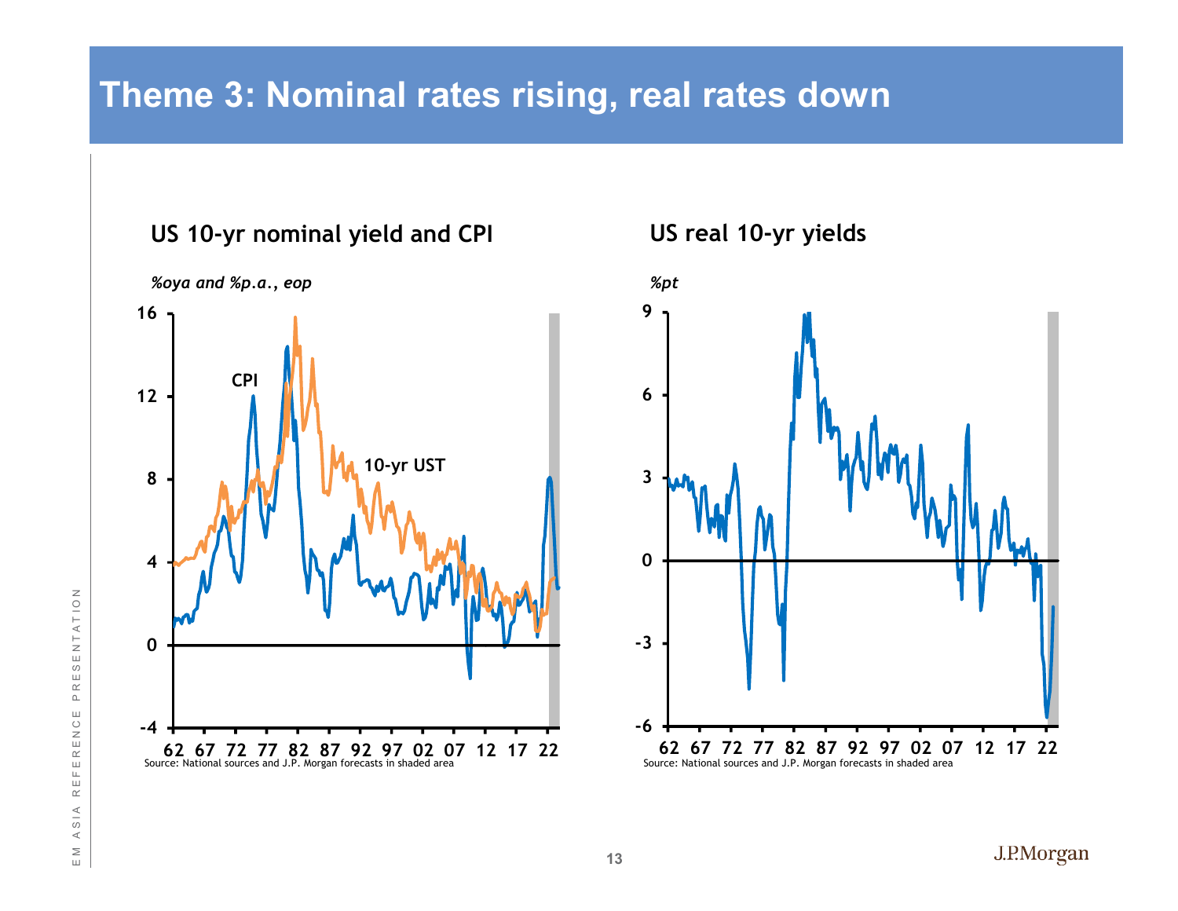# Theme 3: Nominal rates rising, real rates down

**US 10-yr nominal yield and CPI**

*%oya and %p.a., eop*

Source: National sources and J.P. Morgan forecasts in shaded area

**US real 10-yr yields**

*%pt*

Source: National sources and J.P. Morgan forecasts in shaded area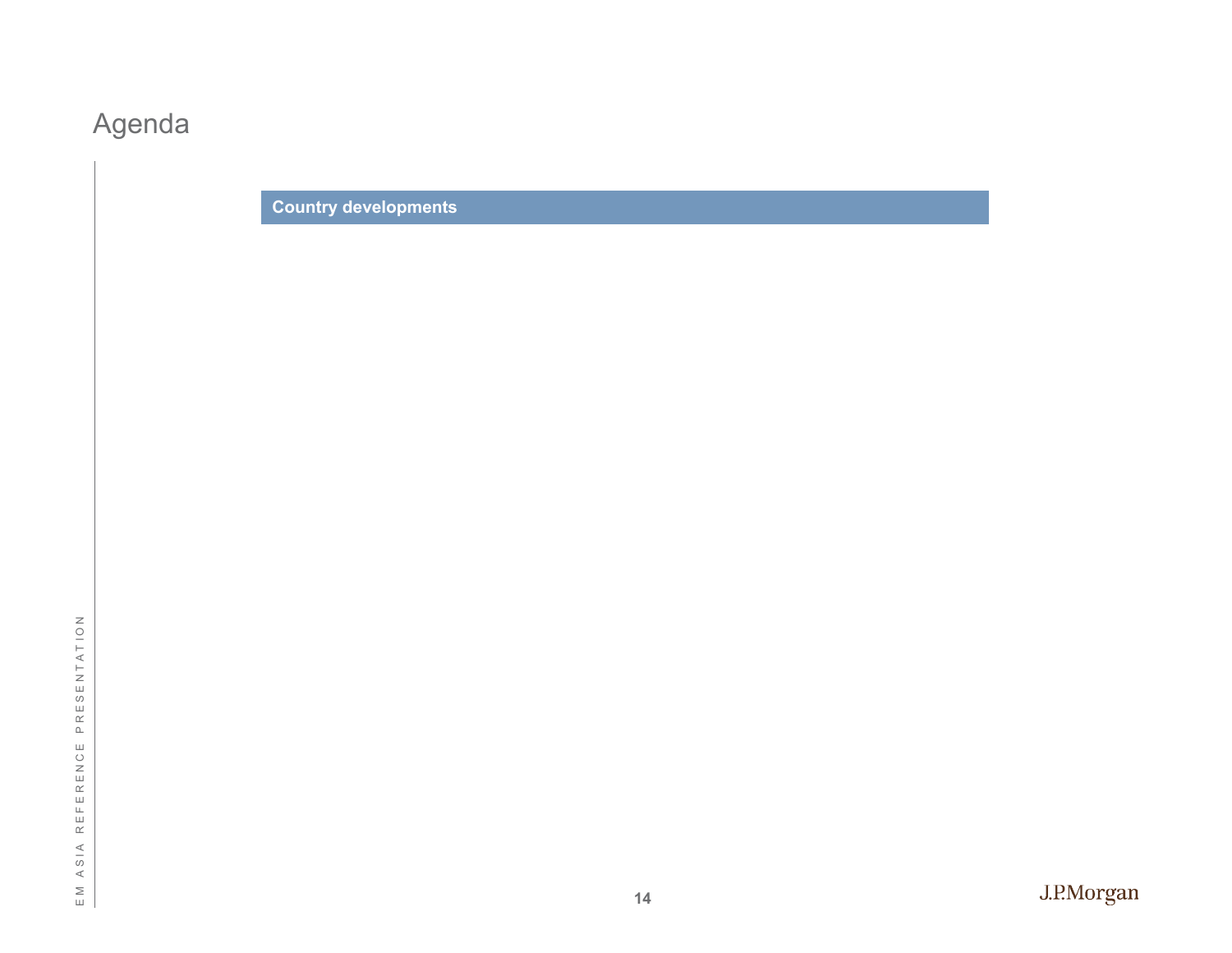# Agenda

**Country developments**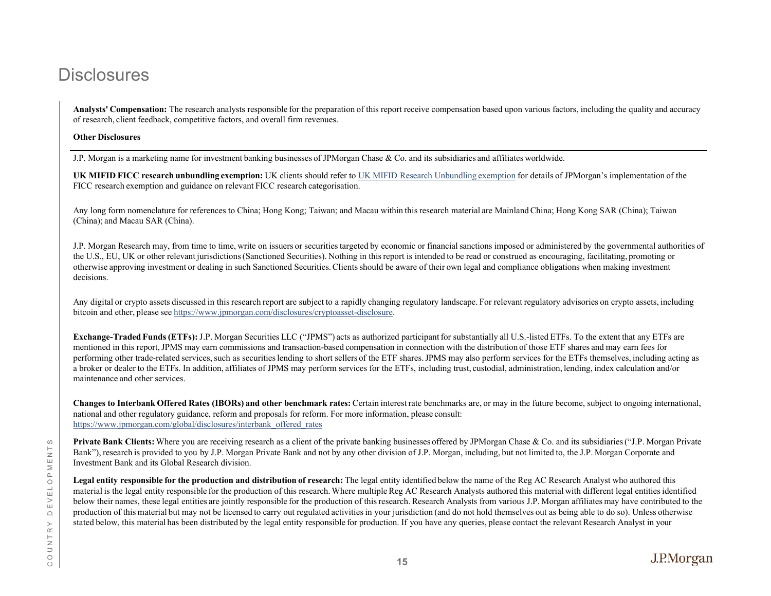# Disclosures

**Analysts' Compensation:** The research analysts responsible for the preparation of this report receive compensation based upon various factors, including the quality and accuracy of research, client feedback, competitive factors, and overall firm revenues.

**Other Disclosures**

J.P. Morgan is a marketing name for investment banking businesses of JPMorgan Chase & Co. and its subsidiaries and affiliates worldwide.

**UK MIFID FICC research unbundling exemption:** UK clients should refer to UK MIFID Research Unbundling exemption for details of JPMorgan's implementation of the FICC research exemption and guidance on relevant FICC research categorisation.

Any long form nomenclature for references to China; Hong Kong; Taiwan; and Macau within this research material are Mainland China; Hong Kong SAR (China); Taiwan (China); and Macau SAR (China).

J.P. Morgan Research may, from time to time, write on issuers or securities targeted by economic or financial sanctions imposed or administered by the governmental authorities of the U.S., EU, UK or other relevant jurisdictions (Sanctioned Securities). Nothing in this report is intended to be read or construed as encouraging, facilitating, promoting or otherwise approving investment or dealing in such Sanctioned Securities. Clients should be aware of their own legal and compliance obligations when making investment decisions.

Any digital or crypto assets discussed in this research report are subject to a rapidly changing regulatory landscape. For relevant regulatory advisories on crypto assets, including bitcoin and ether, please see https://www.jpmorgan.com/disclosures/cryptoasset-disclosure.

**Exchange-Traded Funds (ETFs):** J.P. Morgan Securities LLC ("JPMS") acts as authorized participant for substantially all U.S.-listed ETFs. To the extent that any ETFs are mentioned in this report, JPMS may earn commissions and transaction-based compensation in connection with the distribution of those ETF shares and may earn fees for performing other trade-related services, such as securities lending to short sellers of the ETF shares. JPMS may also perform services for the ETFs themselves, including acting as a broker or dealer to the ETFs. In addition, affiliates of JPMS may perform services for the ETFs, including trust, custodial, administration, lending, index calculation and/or maintenance and other services.

**Changes to Interbank Offered Rates (IBORs) and other benchmark rates:** Certain interest rate benchmarks are, or may in the future become, subject to ongoing international, national and other regulatory guidance, reform and proposals for reform. For more information, please consult: https://www.jpmorgan.com/global/disclosures/interbank_offered_rates

**Private Bank Clients:** Where you are receiving research as a client of the private banking businesses offered by JPMorgan Chase & Co. and its subsidiaries ("J.P. Morgan Private Bank"), research is provided to you by J.P. Morgan Private Bank and not by any other division of J.P. Morgan, including, but not limited to, the J.P. Morgan Corporate and Investment Bank and its Global Research division.

**Legal entity responsible for the production and distribution of research:** The legal entity identified below the name of the Reg AC Research Analyst who authored this material is the legal entity responsible for the production of this research. Where multiple Reg AC Research Analysts authored this material with different legal entities identified below their names, these legal entities are jointly responsible for the production of this research. Research Analysts from various J.P. Morgan affiliates may have contributed to the production of this material but may not be licensed to carry out regulated activities in your jurisdiction (and do not hold themselves out as being able to do so). Unless otherwise stated below, this material has been distributed by the legal entity responsible for production. If you have any queries, please contact the relevant Research Analyst in your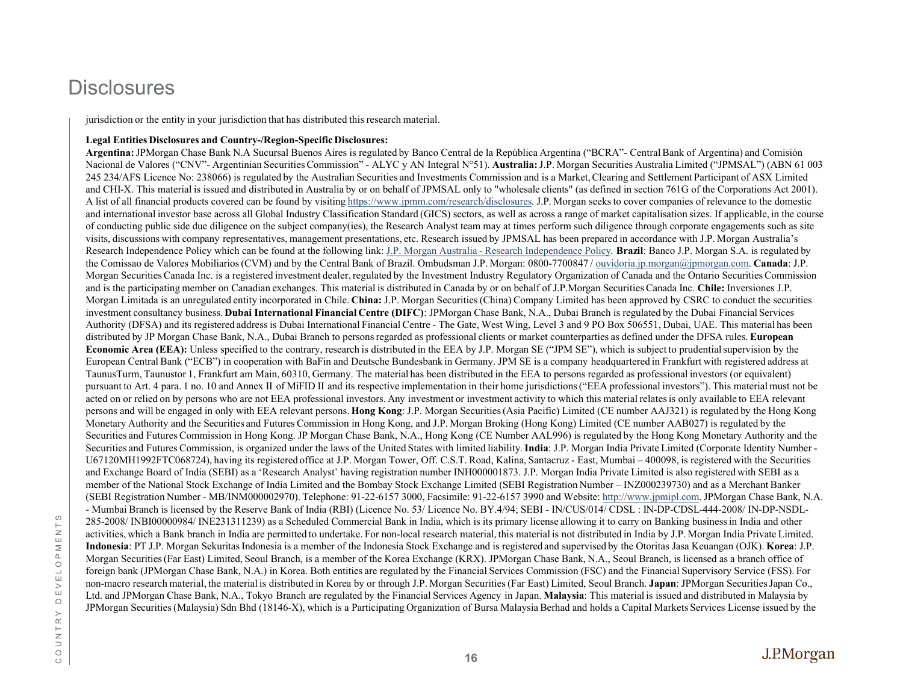# Disclosures

jurisdiction or the entity in your jurisdiction that has distributed this research material.

**Legal Entities Disclosures and Country-/Region-Specific Disclosures:**

**Argentina:** JPMorgan Chase Bank N.A Sucursal Buenos Aires is regulated by Banco Central de la República Argentina ("BCRA"- Central Bank of Argentina) and Comisión Nacional de Valores ("CNV"- Argentinian Securities Commission" - ALYC y AN Integral N°51). **Australia:** J.P. Morgan Securities Australia Limited ("JPMSAL") (ABN 61 003 245 234/AFS Licence No: 238066) is regulated by the Australian Securities and Investments Commission and is a Market, Clearing and Settlement Participant of ASX Limited and CHI-X. This material is issued and distributed in Australia by or on behalf of JPMSAL only to "wholesale clients" (as defined in section 761G of the Corporations Act 2001). A list of all financial products covered can be found by visiting https://www.jpmm.com/research/disclosures. J.P. Morgan seeks to cover companies of relevance to the domestic and international investor base across all Global Industry Classification Standard (GICS) sectors, as well as across a range of market capitalisation sizes. If applicable, in the course of conducting public side due diligence on the subject company(ies), the Research Analyst team may at times perform such diligence through corporate engagements such as site visits, discussions with company representatives, management presentations, etc. Research issued by JPMSAL has been prepared in accordance with J.P. Morgan Australia's Research Independence Policy which can be found at the following link: J.P. Morgan Australia - Research Independence Policy. **Brazil**: Banco J.P. Morgan S.A. is regulated by the Comissao de Valores Mobiliarios (CVM) and by the Central Bank of Brazil. Ombudsman J.P. Morgan: 0800-7700847 / ouvidoria.jp.morgan@jpmorgan.com. **Canada**: J.P. Morgan Securities Canada Inc. is a registered investment dealer, regulated by the Investment Industry Regulatory Organization of Canada and the Ontario Securities Commission and is the participating member on Canadian exchanges. This material is distributed in Canada by or on behalf of J.P.Morgan Securities Canada Inc. **Chile:** Inversiones J.P. Morgan Limitada is an unregulated entity incorporated in Chile. **China:** J.P. Morgan Securities (China) Company Limited has been approved by CSRC to conduct the securities investment consultancy business. **Dubai International Financial Centre (DIFC)**: JPMorgan Chase Bank, N.A., Dubai Branch is regulated by the Dubai Financial Services Authority (DFSA) and its registered address is Dubai International Financial Centre - The Gate, West Wing, Level 3 and 9 PO Box 506551, Dubai, UAE. This material has been distributed by JP Morgan Chase Bank, N.A., Dubai Branch to persons regarded as professional clients or market counterparties as defined under the DFSA rules. **European Economic Area (EEA):** Unless specified to the contrary, research is distributed in the EEA by J.P. Morgan SE ("JPM SE"), which is subject to prudential supervision by the European Central Bank ("ECB") in cooperation with BaFin and Deutsche Bundesbank in Germany. JPM SE is a company headquartered in Frankfurt with registered address at TaunusTurm, Taunustor 1, Frankfurt am Main, 60310, Germany. The material has been distributed in the EEA to persons regarded as professional investors (or equivalent) pursuant to Art. 4 para. 1 no. 10 and Annex II of MiFID II and its respective implementation in their home jurisdictions ("EEA professional investors"). This material must not be acted on or relied on by persons who are not EEA professional investors. Any investment or investment activity to which this material relates is only available to EEA relevant persons and will be engaged in only with EEA relevant persons. **Hong Kong**: J.P. Morgan Securities (Asia Pacific) Limited (CE number AAJ321) is regulated by the Hong Kong Monetary Authority and the Securities and Futures Commission in Hong Kong, and J.P. Morgan Broking (Hong Kong) Limited (CE number AAB027) is regulated by the Securities and Futures Commission in Hong Kong. JP Morgan Chase Bank, N.A., Hong Kong (CE Number AAL996) is regulated by the Hong Kong Monetary Authority and the Securities and Futures Commission, is organized under the laws of the United States with limited liability. **India**: J.P. Morgan India Private Limited (Corporate Identity Number - U67120MH1992FTC068724), having its registered office at J.P. Morgan Tower, Off. C.S.T. Road, Kalina, Santacruz - East, Mumbai – 400098, is registered with the Securities and Exchange Board of India (SEBI) as a 'Research Analyst' having registration number INH000001873. J.P. Morgan India Private Limited is also registered with SEBI as a member of the National Stock Exchange of India Limited and the Bombay Stock Exchange Limited (SEBI Registration Number – INZ000239730) and as a Merchant Banker (SEBI Registration Number - MB/INM000002970). Telephone: 91-22-6157 3000, Facsimile: 91-22-6157 3990 and Website: http://www.jpmipl.com. JPMorgan Chase Bank, N.A. - Mumbai Branch is licensed by the Reserve Bank of India (RBI) (Licence No. 53/ Licence No. BY.4/94; SEBI - IN/CUS/014/ CDSL : IN-DP-CDSL-444-2008/ IN-DP-NSDL-285-2008/ INBI00000984/ INE231311239) as a Scheduled Commercial Bank in India, which is its primary license allowing it to carry on Banking business in India and other activities, which a Bank branch in India are permitted to undertake. For non-local research material, this material is not distributed in India by J.P. Morgan India Private Limited. **Indonesia**: PT J.P. Morgan Sekuritas Indonesia is a member of the Indonesia Stock Exchange and is registered and supervised by the Otoritas Jasa Keuangan (OJK). **Korea**: J.P. Morgan Securities (Far East) Limited, Seoul Branch, is a member of the Korea Exchange (KRX). JPMorgan Chase Bank, N.A., Seoul Branch, is licensed as a branch office of foreign bank (JPMorgan Chase Bank, N.A.) in Korea. Both entities are regulated by the Financial Services Commission (FSC) and the Financial Supervisory Service (FSS). For non-macro research material, the material is distributed in Korea by or through J.P. Morgan Securities (Far East) Limited, Seoul Branch. **Japan**: JPMorgan Securities Japan Co., Ltd. and JPMorgan Chase Bank, N.A., Tokyo Branch are regulated by the Financial Services Agency in Japan. **Malaysia**: This material is issued and distributed in Malaysia by JPMorgan Securities (Malaysia) Sdn Bhd (18146-X), which is a Participating Organization of Bursa Malaysia Berhad and holds a Capital Markets Services License issued by the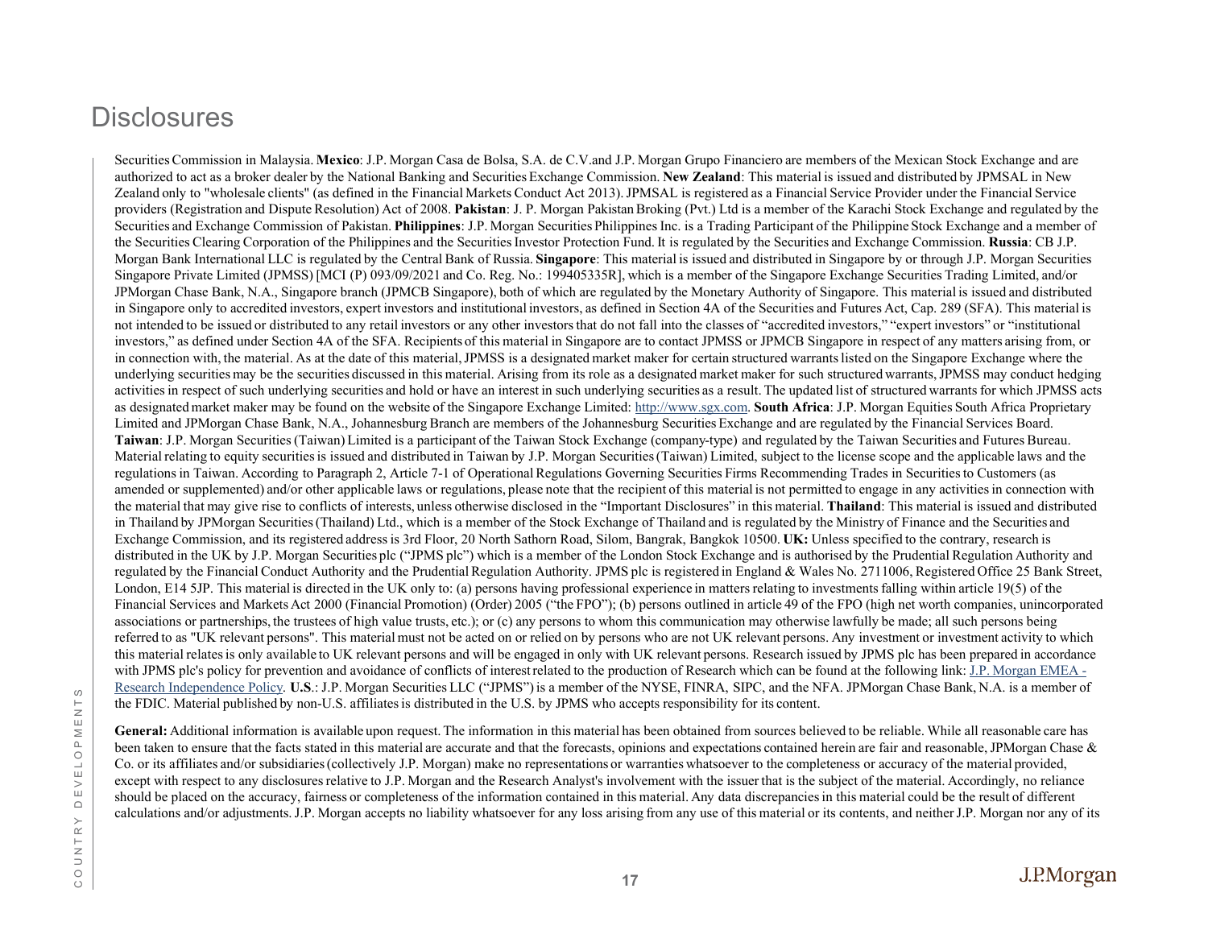# Disclosures

Securities Commission in Malaysia. **Mexico**: J.P. Morgan Casa de Bolsa, S.A. de C.V.and J.P. Morgan Grupo Financiero are members of the Mexican Stock Exchange and are authorized to act as a broker dealer by the National Banking and Securities Exchange Commission. **New Zealand**: This material is issued and distributed by JPMSAL in New Zealand only to "wholesale clients" (as defined in the Financial Markets Conduct Act 2013). JPMSAL is registered as a Financial Service Provider under the Financial Service providers (Registration and Dispute Resolution) Act of 2008. **Pakistan**: J. P. Morgan Pakistan Broking (Pvt.) Ltd is a member of the Karachi Stock Exchange and regulated by the Securities and Exchange Commission of Pakistan. **Philippines**: J.P. Morgan Securities Philippines Inc. is a Trading Participant of the Philippine Stock Exchange and a member of the Securities Clearing Corporation of the Philippines and the Securities Investor Protection Fund. It is regulated by the Securities and Exchange Commission. **Russia**: CB J.P. Morgan Bank International LLC is regulated by the Central Bank of Russia. **Singapore**: This material is issued and distributed in Singapore by or through J.P. Morgan Securities Singapore Private Limited (JPMSS) [MCI (P) 093/09/2021 and Co. Reg. No.: 199405335R], which is a member of the Singapore Exchange Securities Trading Limited, and/or JPMorgan Chase Bank, N.A., Singapore branch (JPMCB Singapore), both of which are regulated by the Monetary Authority of Singapore. This material is issued and distributed in Singapore only to accredited investors, expert investors and institutional investors, as defined in Section 4A of the Securities and Futures Act, Cap. 289 (SFA). This material is not intended to be issued or distributed to any retail investors or any other investors that do not fall into the classes of "accredited investors," "expert investors" or "institutional investors," as defined under Section 4A of the SFA. Recipients of this material in Singapore are to contact JPMSS or JPMCB Singapore in respect of any matters arising from, or in connection with, the material. As at the date of this material, JPMSS is a designated market maker for certain structured warrants listed on the Singapore Exchange where the underlying securities may be the securities discussed in this material. Arising from its role as a designated market maker for such structured warrants, JPMSS may conduct hedging activities in respect of such underlying securities and hold or have an interest in such underlying securities as a result. The updated list of structured warrants for which JPMSS acts as designated market maker may be found on the website of the Singapore Exchange Limited: http://www.sgx.com. **South Africa**: J.P. Morgan Equities South Africa Proprietary Limited and JPMorgan Chase Bank, N.A., Johannesburg Branch are members of the Johannesburg Securities Exchange and are regulated by the Financial Services Board. **Taiwan**: J.P. Morgan Securities (Taiwan) Limited is a participant of the Taiwan Stock Exchange (company-type) and regulated by the Taiwan Securities and Futures Bureau. Material relating to equity securities is issued and distributed in Taiwan by J.P. Morgan Securities (Taiwan) Limited, subject to the license scope and the applicable laws and the regulations in Taiwan. According to Paragraph 2, Article 7-1 of Operational Regulations Governing Securities Firms Recommending Trades in Securities to Customers (as amended or supplemented) and/or other applicable laws or regulations, please note that the recipient of this material is not permitted to engage in any activities in connection with the material that may give rise to conflicts of interests, unless otherwise disclosed in the "Important Disclosures" in this material. **Thailand**: This material is issued and distributed in Thailand by JPMorgan Securities (Thailand) Ltd., which is a member of the Stock Exchange of Thailand and is regulated by the Ministry of Finance and the Securities and Exchange Commission, and its registered address is 3rd Floor, 20 North Sathorn Road, Silom, Bangrak, Bangkok 10500. **UK:** Unless specified to the contrary, research is distributed in the UK by J.P. Morgan Securities plc ("JPMS plc") which is a member of the London Stock Exchange and is authorised by the Prudential Regulation Authority and regulated by the Financial Conduct Authority and the Prudential Regulation Authority. JPMS plc is registered in England & Wales No. 2711006, Registered Office 25 Bank Street, London, E14 5JP. This material is directed in the UK only to: (a) persons having professional experience in matters relating to investments falling within article 19(5) of the Financial Services and Markets Act 2000 (Financial Promotion) (Order) 2005 ("the FPO"); (b) persons outlined in article 49 of the FPO (high net worth companies, unincorporated associations or partnerships, the trustees of high value trusts, etc.); or (c) any persons to whom this communication may otherwise lawfully be made; all such persons being referred to as "UK relevant persons". This material must not be acted on or relied on by persons who are not UK relevant persons. Any investment or investment activity to which this material relates is only available to UK relevant persons and will be engaged in only with UK relevant persons. Research issued by JPMS plc has been prepared in accordance with JPMS plc's policy for prevention and avoidance of conflicts of interest related to the production of Research which can be found at the following link: J.P. Morgan EMEA - Research Independence Policy. **U.S.**: J.P. Morgan Securities LLC ("JPMS") is a member of the NYSE, FINRA, SIPC, and the NFA. JPMorgan Chase Bank, N.A. is a member of the FDIC. Material published by non-U.S. affiliates is distributed in the U.S. by JPMS who accepts responsibility for its content.

**General:** Additional information is available upon request. The information in this material has been obtained from sources believed to be reliable. While all reasonable care has been taken to ensure that the facts stated in this material are accurate and that the forecasts, opinions and expectations contained herein are fair and reasonable, JPMorgan Chase & Co. or its affiliates and/or subsidiaries (collectively J.P. Morgan) make no representations or warranties whatsoever to the completeness or accuracy of the material provided, except with respect to any disclosures relative to J.P. Morgan and the Research Analyst's involvement with the issuer that is the subject of the material. Accordingly, no reliance should be placed on the accuracy, fairness or completeness of the information contained in this material. Any data discrepancies in this material could be the result of different calculations and/or adjustments. J.P. Morgan accepts no liability whatsoever for any loss arising from any use of this material or its contents, and neither J.P. Morgan nor any of its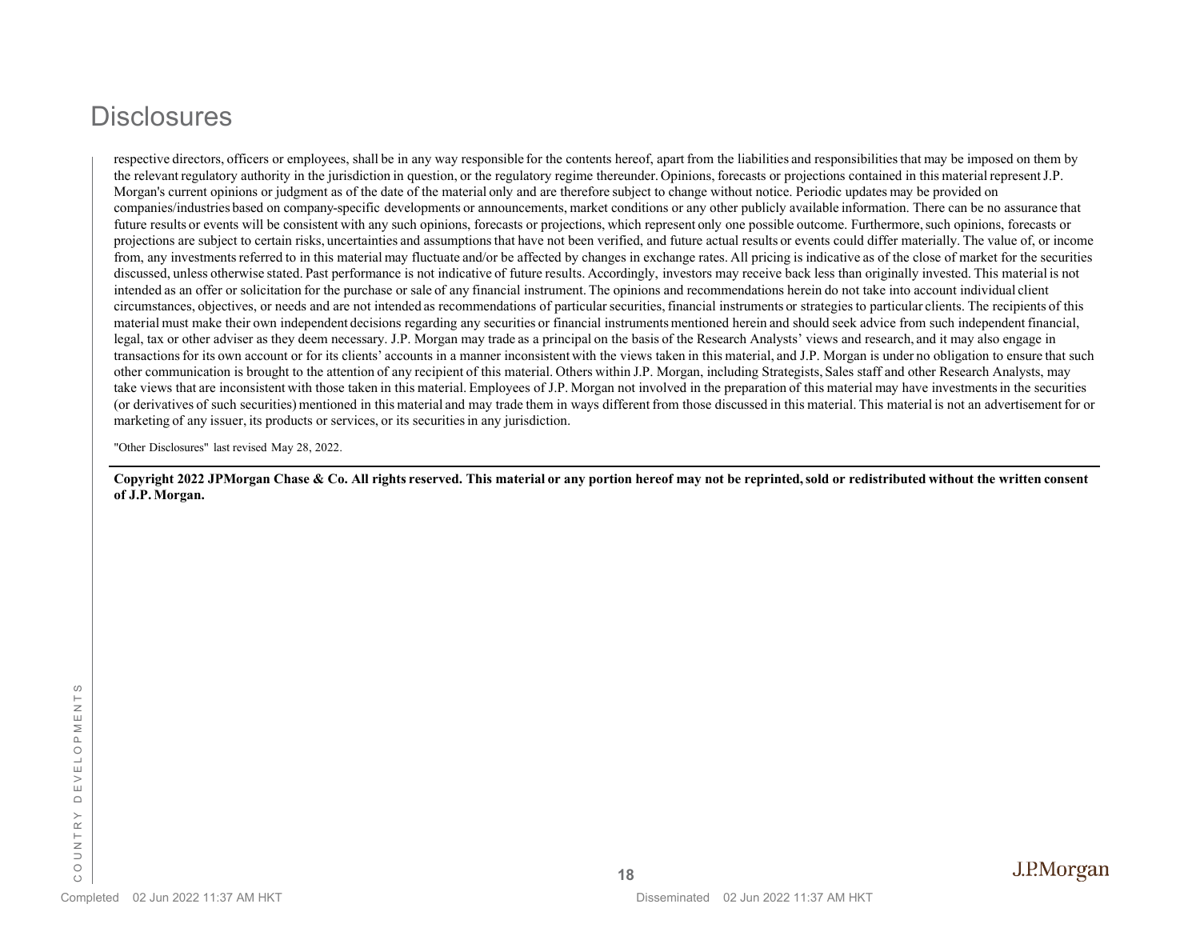# Disclosures

respective directors, officers or employees, shall be in any way responsible for the contents hereof, apart from the liabilities and responsibilities that may be imposed on them by the relevant regulatory authority in the jurisdiction in question, or the regulatory regime thereunder. Opinions, forecasts or projections contained in this material represent J.P. Morgan's current opinions or judgment as of the date of the material only and are therefore subject to change without notice. Periodic updates may be provided on companies/industries based on company-specific developments or announcements, market conditions or any other publicly available information. There can be no assurance that future results or events will be consistent with any such opinions, forecasts or projections, which represent only one possible outcome. Furthermore, such opinions, forecasts or projections are subject to certain risks, uncertainties and assumptions that have not been verified, and future actual results or events could differ materially. The value of, or income from, any investments referred to in this material may fluctuate and/or be affected by changes in exchange rates. All pricing is indicative as of the close of market for the securities discussed, unless otherwise stated. Past performance is not indicative of future results. Accordingly, investors may receive back less than originally invested. This material is not intended as an offer or solicitation for the purchase or sale of any financial instrument. The opinions and recommendations herein do not take into account individual client circumstances, objectives, or needs and are not intended as recommendations of particular securities, financial instruments or strategies to particular clients. The recipients of this material must make their own independent decisions regarding any securities or financial instruments mentioned herein and should seek advice from such independent financial, legal, tax or other adviser as they deem necessary. J.P. Morgan may trade as a principal on the basis of the Research Analysts' views and research, and it may also engage in transactions for its own account or for its clients' accounts in a manner inconsistent with the views taken in this material, and J.P. Morgan is under no obligation to ensure that such other communication is brought to the attention of any recipient of this material. Others within J.P. Morgan, including Strategists, Sales staff and other Research Analysts, may take views that are inconsistent with those taken in this material. Employees of J.P. Morgan not involved in the preparation of this material may have investments in the securities (or derivatives of such securities) mentioned in this material and may trade them in ways different from those discussed in this material. This material is not an advertisement for or marketing of any issuer, its products or services, or its securities in any jurisdiction.

"Other Disclosures" last revised May 28, 2022.

---

**Copyright 2022 JPMorgan Chase & Co. All rights reserved. This material or any portion hereof may not be reprinted, sold or redistributed without the written consent of J.P. Morgan.**